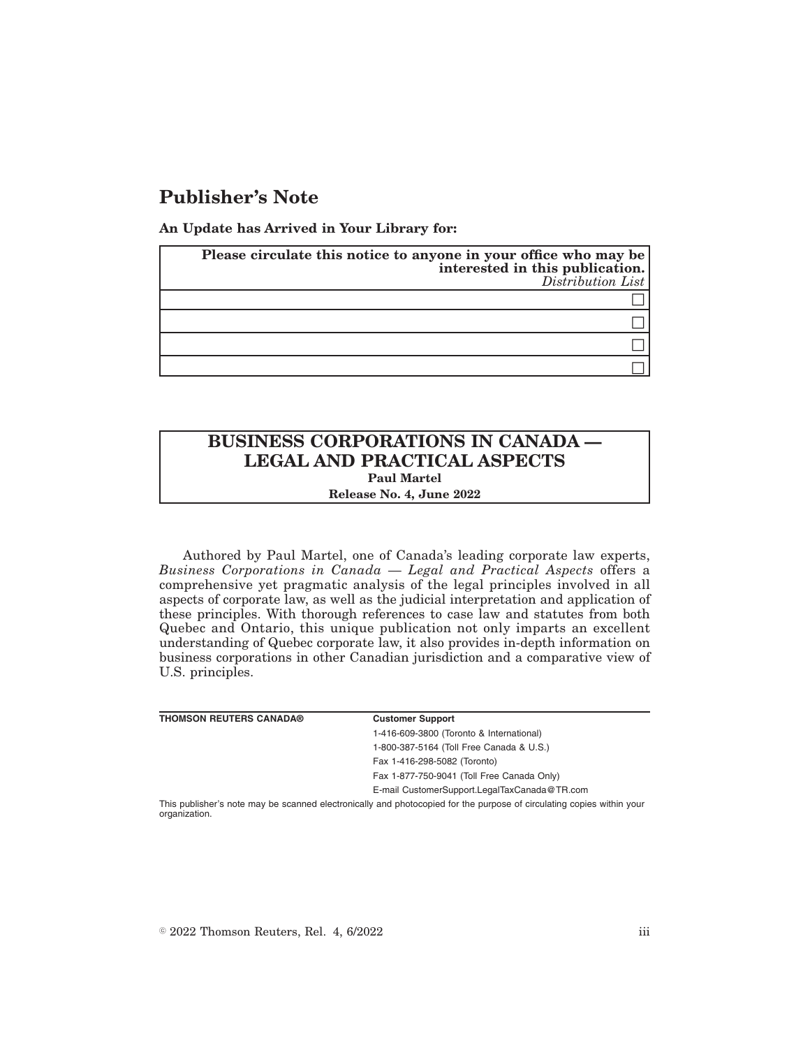# Publisher's Note

**An Update has Arrived in Your Library for:**

| **Please circulate this notice to anyone in your office who may be interested in this publication.** *Distribution List* |
|---|
| ☐ |
| ☐ |
| ☐ |
| ☐ |

## BUSINESS CORPORATIONS IN CANADA — LEGAL AND PRACTICAL ASPECTS

**Paul Martel**

**Release No. 4, June 2022**

Authored by Paul Martel, one of Canada's leading corporate law experts, *Business Corporations in Canada — Legal and Practical Aspects* offers a comprehensive yet pragmatic analysis of the legal principles involved in all aspects of corporate law, as well as the judicial interpretation and application of these principles. With thorough references to case law and statutes from both Quebec and Ontario, this unique publication not only imparts an excellent understanding of Quebec corporate law, it also provides in-depth information on business corporations in other Canadian jurisdiction and a comparative view of U.S. principles.

**THOMSON REUTERS CANADA®**

**Customer Support**

1-416-609-3800 (Toronto & International)

1-800-387-5164 (Toll Free Canada & U.S.)

Fax 1-416-298-5082 (Toronto)

Fax 1-877-750-9041 (Toll Free Canada Only)

E-mail CustomerSupport.LegalTaxCanada@TR.com

This publisher's note may be scanned electronically and photocopied for the purpose of circulating copies within your organization.

© 2022 Thomson Reuters, Rel. 4, 6/2022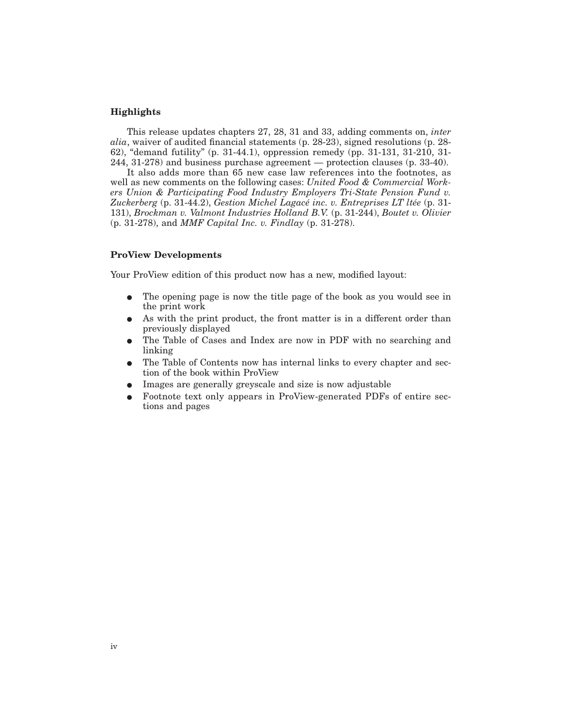## Highlights

This release updates chapters 27, 28, 31 and 33, adding comments on, *inter alia*, waiver of audited financial statements (p. 28-23), signed resolutions (p. 28-62), "demand futility" (p. 31-44.1), oppression remedy (pp. 31-131, 31-210, 31-244, 31-278) and business purchase agreement — protection clauses (p. 33-40).

It also adds more than 65 new case law references into the footnotes, as well as new comments on the following cases: *United Food & Commercial Workers Union & Participating Food Industry Employers Tri-State Pension Fund v. Zuckerberg* (p. 31-44.2), *Gestion Michel Lagacé inc. v. Entreprises LT ltée* (p. 31-131), *Brockman v. Valmont Industries Holland B.V.* (p. 31-244), *Boutet v. Olivier* (p. 31-278), and *MMF Capital Inc. v. Findlay* (p. 31-278).

## ProView Developments

Your ProView edition of this product now has a new, modified layout:

- The opening page is now the title page of the book as you would see in the print work
- As with the print product, the front matter is in a different order than previously displayed
- The Table of Cases and Index are now in PDF with no searching and linking
- The Table of Contents now has internal links to every chapter and section of the book within ProView
- Images are generally greyscale and size is now adjustable
- Footnote text only appears in ProView-generated PDFs of entire sections and pages